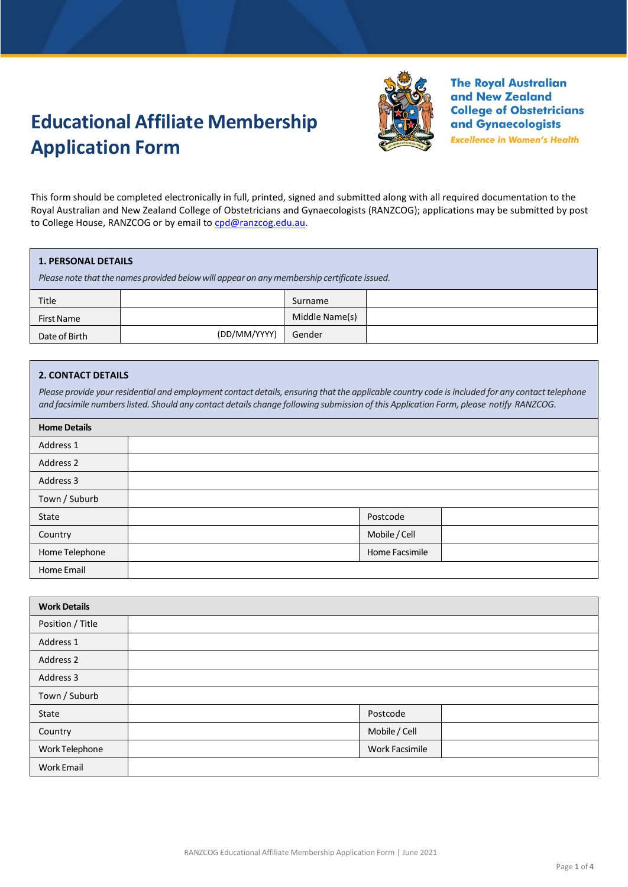# Educational Affiliate Membership Application Form

**The Royal Australian and New Zealand College of Obstetricians and Gynaecologists**

*Excellence in Women's Health*

This form should be completed electronically in full, printed, signed and submitted along with all required documentation to the Royal Australian and New Zealand College of Obstetricians and Gynaecologists (RANZCOG); applications may be submitted by post to College House, RANZCOG or by email to cpd@ranzcog.edu.au.

## 1. PERSONAL DETAILS

*Please note that the names provided below will appear on any membership certificate issued.*

| | | | |
|---|---|---|---|
| Title | | Surname | |
| First Name | | Middle Name(s) | |
| Date of Birth | (DD/MM/YYYY) | Gender | |

## 2. CONTACT DETAILS

*Please provide your residential and employment contact details, ensuring that the applicable country code is included for any contact telephone and facsimile numbers listed. Should any contact details change following submission of this Application Form, please notify RANZCOG.*

| **Home Details** | | | |
|---|---|---|---|
| Address 1 | | | |
| Address 2 | | | |
| Address 3 | | | |
| Town / Suburb | | | |
| State | | Postcode | |
| Country | | Mobile / Cell | |
| Home Telephone | | Home Facsimile | |
| Home Email | | | |

| **Work Details** | | | |
|---|---|---|---|
| Position / Title | | | |
| Address 1 | | | |
| Address 2 | | | |
| Address 3 | | | |
| Town / Suburb | | | |
| State | | Postcode | |
| Country | | Mobile / Cell | |
| Work Telephone | | Work Facsimile | |
| Work Email | | | |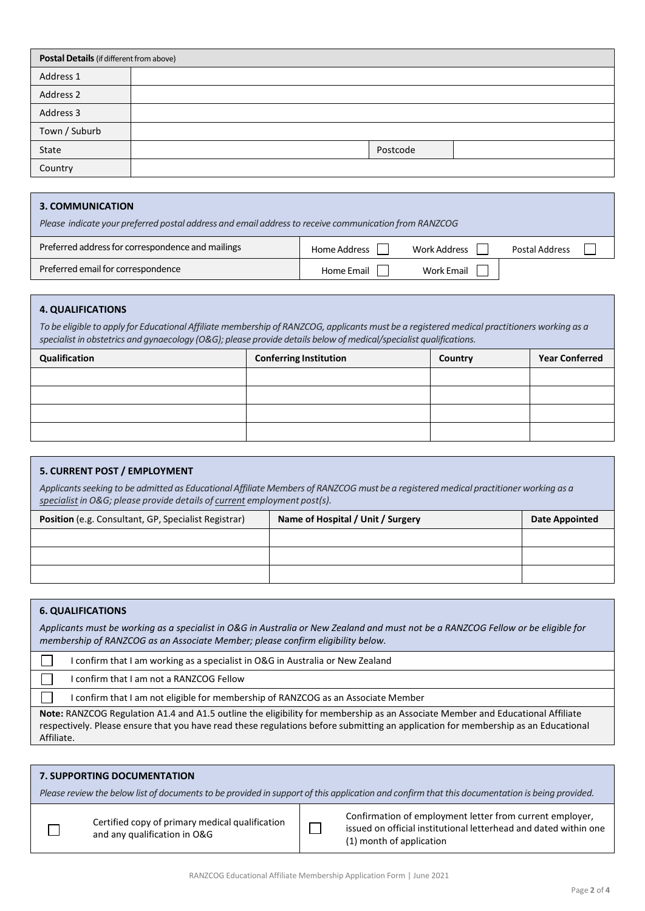| **Postal Details** (if different from above) | | | |
|---|---|---|---|
| Address 1 | | | |
| Address 2 | | | |
| Address 3 | | | |
| Town / Suburb | | | |
| State | | Postcode | |
| Country | | | |

## 3. COMMUNICATION

*Please indicate your preferred postal address and email address to receive communication from RANZCOG*

| | | | |
|---|---|---|---|
| Preferred address for correspondence and mailings | Home Address ☐ | Work Address ☐ | Postal Address ☐ |
| Preferred email for correspondence | Home Email ☐ | Work Email ☐ | |

## 4. QUALIFICATIONS

*To be eligible to apply for Educational Affiliate membership of RANZCOG, applicants must be a registered medical practitioners working as a specialist in obstetrics and gynaecology (O&G); please provide details below of medical/specialist qualifications.*

| Qualification | Conferring Institution | Country | Year Conferred |
|---|---|---|---|
| | | | |
| | | | |
| | | | |
| | | | |

## 5. CURRENT POST / EMPLOYMENT

*Applicants seeking to be admitted as Educational Affiliate Members of RANZCOG must be a registered medical practitioner working as a specialist in O&G; please provide details of current employment post(s).*

| **Position** (e.g. Consultant, GP, Specialist Registrar) | Name of Hospital / Unit / Surgery | Date Appointed |
|---|---|---|
| | | |
| | | |
| | | |

## 6. QUALIFICATIONS

*Applicants must be working as a specialist in O&G in Australia or New Zealand and must not be a RANZCOG Fellow or be eligible for membership of RANZCOG as an Associate Member; please confirm eligibility below.*

- ☐ I confirm that I am working as a specialist in O&G in Australia or New Zealand
- ☐ I confirm that I am not a RANZCOG Fellow
- ☐ I confirm that I am not eligible for membership of RANZCOG as an Associate Member

**Note:** RANZCOG Regulation A1.4 and A1.5 outline the eligibility for membership as an Associate Member and Educational Affiliate respectively. Please ensure that you have read these regulations before submitting an application for membership as an Educational Affiliate.

## 7. SUPPORTING DOCUMENTATION

*Please review the below list of documents to be provided in support of this application and confirm that this documentation is being provided.*

| | | | |
|---|---|---|---|
| ☐ | Certified copy of primary medical qualification and any qualification in O&G | ☐ | Confirmation of employment letter from current employer, issued on official institutional letterhead and dated within one (1) month of application |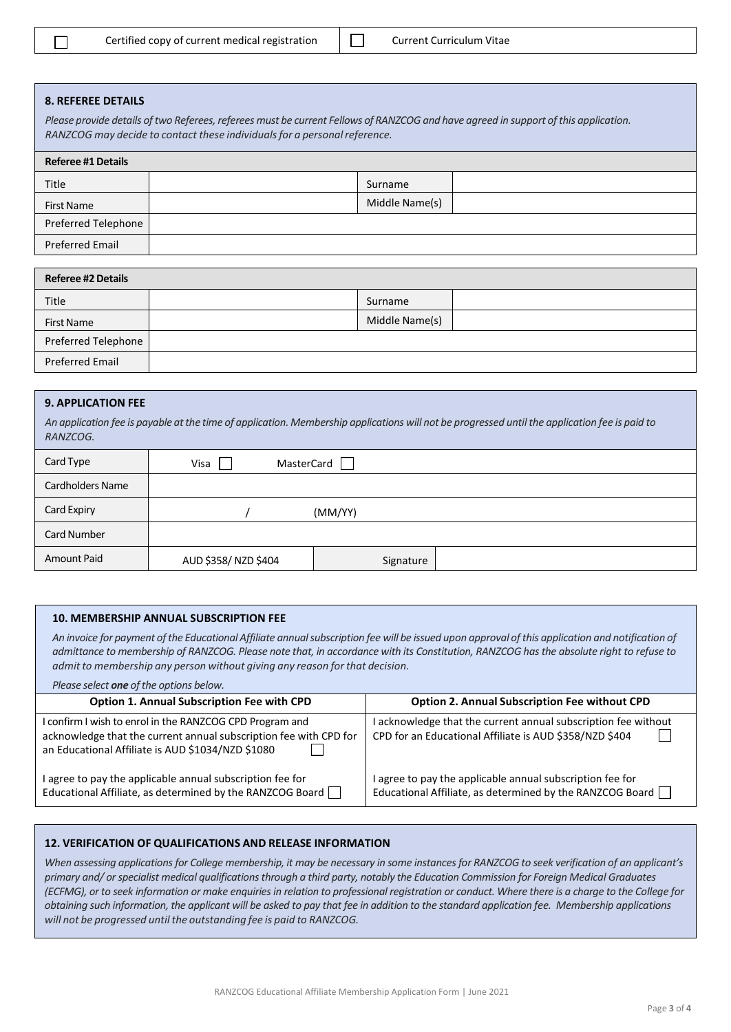| ☐ | Certified copy of current medical registration | ☐ | Current Curriculum Vitae |
|---|---|---|---|

### 8. REFEREE DETAILS

*Please provide details of two Referees, referees must be current Fellows of RANZCOG and have agreed in support of this application. RANZCOG may decide to contact these individuals for a personal reference.*

| Referee #1 Details | | | |
|---|---|---|---|
| Title | | Surname | |
| First Name | | Middle Name(s) | |
| Preferred Telephone | | | |
| Preferred Email | | | |

| Referee #2 Details | | | |
|---|---|---|---|
| Title | | Surname | |
| First Name | | Middle Name(s) | |
| Preferred Telephone | | | |
| Preferred Email | | | |

### 9. APPLICATION FEE

*An application fee is payable at the time of application. Membership applications will not be progressed until the application fee is paid to RANZCOG.*

| | | | |
|---|---|---|---|
| Card Type | Visa ☐ MasterCard ☐ | | |
| Cardholders Name | | | |
| Card Expiry | / (MM/YY) | | |
| Card Number | | | |
| Amount Paid | AUD $358/ NZD $404 | Signature | |

### 10. MEMBERSHIP ANNUAL SUBSCRIPTION FEE

*An invoice for payment of the Educational Affiliate annual subscription fee will be issued upon approval of this application and notification of admittance to membership of RANZCOG. Please note that, in accordance with its Constitution, RANZCOG has the absolute right to refuse to admit to membership any person without giving any reason for that decision.*

*Please select* ***one*** *of the options below.*

| Option 1. Annual Subscription Fee with CPD | Option 2. Annual Subscription Fee without CPD |
|---|---|
| I confirm I wish to enrol in the RANZCOG CPD Program and acknowledge that the current annual subscription fee with CPD for an Educational Affiliate is AUD $1034/NZD $1080 ☐ | I acknowledge that the current annual subscription fee without CPD for an Educational Affiliate is AUD $358/NZD $404 ☐ |
| I agree to pay the applicable annual subscription fee for Educational Affiliate, as determined by the RANZCOG Board ☐ | I agree to pay the applicable annual subscription fee for Educational Affiliate, as determined by the RANZCOG Board ☐ |

### 12. VERIFICATION OF QUALIFICATIONS AND RELEASE INFORMATION

*When assessing applications for College membership, it may be necessary in some instances for RANZCOG to seek verification of an applicant's primary and/ or specialist medical qualifications through a third party, notably the Education Commission for Foreign Medical Graduates (ECFMG), or to seek information or make enquiries in relation to professional registration or conduct. Where there is a charge to the College for obtaining such information, the applicant will be asked to pay that fee in addition to the standard application fee. Membership applications will not be progressed until the outstanding fee is paid to RANZCOG.*

RANZCOG Educational Affiliate Membership Application Form | June 2021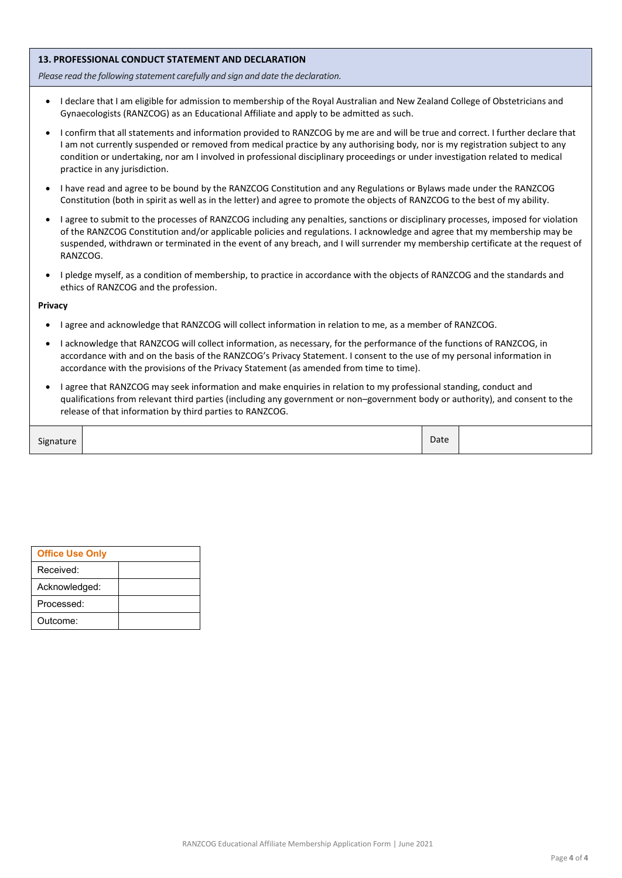## 13. PROFESSIONAL CONDUCT STATEMENT AND DECLARATION

*Please read the following statement carefully and sign and date the declaration.*

- I declare that I am eligible for admission to membership of the Royal Australian and New Zealand College of Obstetricians and Gynaecologists (RANZCOG) as an Educational Affiliate and apply to be admitted as such.
- I confirm that all statements and information provided to RANZCOG by me are and will be true and correct. I further declare that I am not currently suspended or removed from medical practice by any authorising body, nor is my registration subject to any condition or undertaking, nor am I involved in professional disciplinary proceedings or under investigation related to medical practice in any jurisdiction.
- I have read and agree to be bound by the RANZCOG Constitution and any Regulations or Bylaws made under the RANZCOG Constitution (both in spirit as well as in the letter) and agree to promote the objects of RANZCOG to the best of my ability.
- I agree to submit to the processes of RANZCOG including any penalties, sanctions or disciplinary processes, imposed for violation of the RANZCOG Constitution and/or applicable policies and regulations. I acknowledge and agree that my membership may be suspended, withdrawn or terminated in the event of any breach, and I will surrender my membership certificate at the request of RANZCOG.
- I pledge myself, as a condition of membership, to practice in accordance with the objects of RANZCOG and the standards and ethics of RANZCOG and the profession.

**Privacy**

- I agree and acknowledge that RANZCOG will collect information in relation to me, as a member of RANZCOG.
- I acknowledge that RANZCOG will collect information, as necessary, for the performance of the functions of RANZCOG, in accordance with and on the basis of the RANZCOG's Privacy Statement. I consent to the use of my personal information in accordance with the provisions of the Privacy Statement (as amended from time to time).
- I agree that RANZCOG may seek information and make enquiries in relation to my professional standing, conduct and qualifications from relevant third parties (including any government or non–government body or authority), and consent to the release of that information by third parties to RANZCOG.

| | | | |
|---|---|---|---|
| Signature | | Date | |

| Office Use Only | |
|---|---|
| Received: | |
| Acknowledged: | |
| Processed: | |
| Outcome: | |

RANZCOG Educational Affiliate Membership Application Form | June 2021